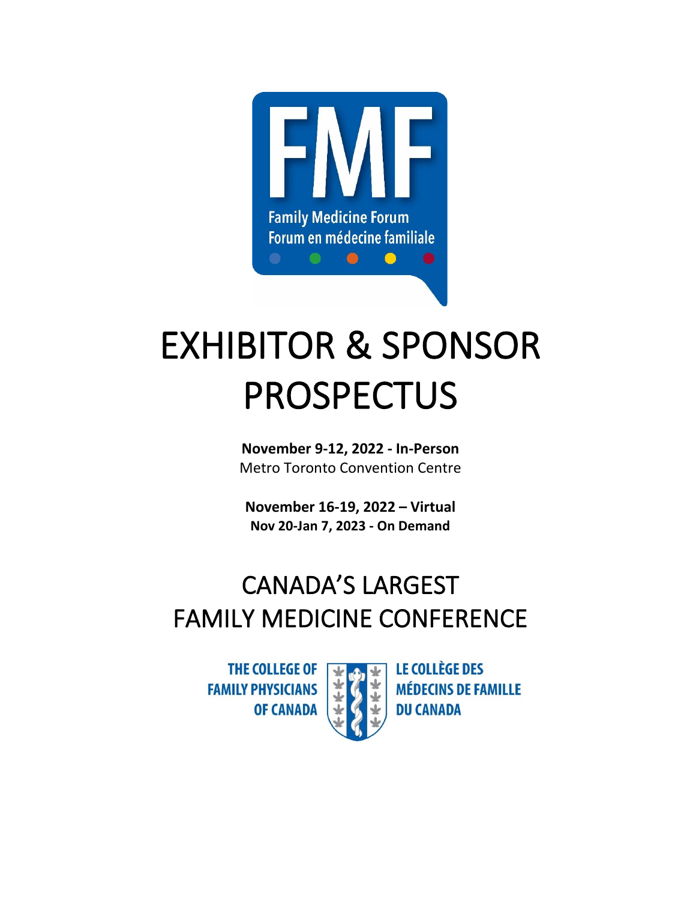FMF

Family Medicine Forum
Forum en médecine familiale

# EXHIBITOR & SPONSOR PROSPECTUS

**November 9-12, 2022 - In-Person**
Metro Toronto Convention Centre

**November 16-19, 2022 – Virtual**
**Nov 20-Jan 7, 2023 - On Demand**

## CANADA'S LARGEST FAMILY MEDICINE CONFERENCE

THE COLLEGE OF FAMILY PHYSICIANS OF CANADA

LE COLLÈGE DES MÉDECINS DE FAMILLE DU CANADA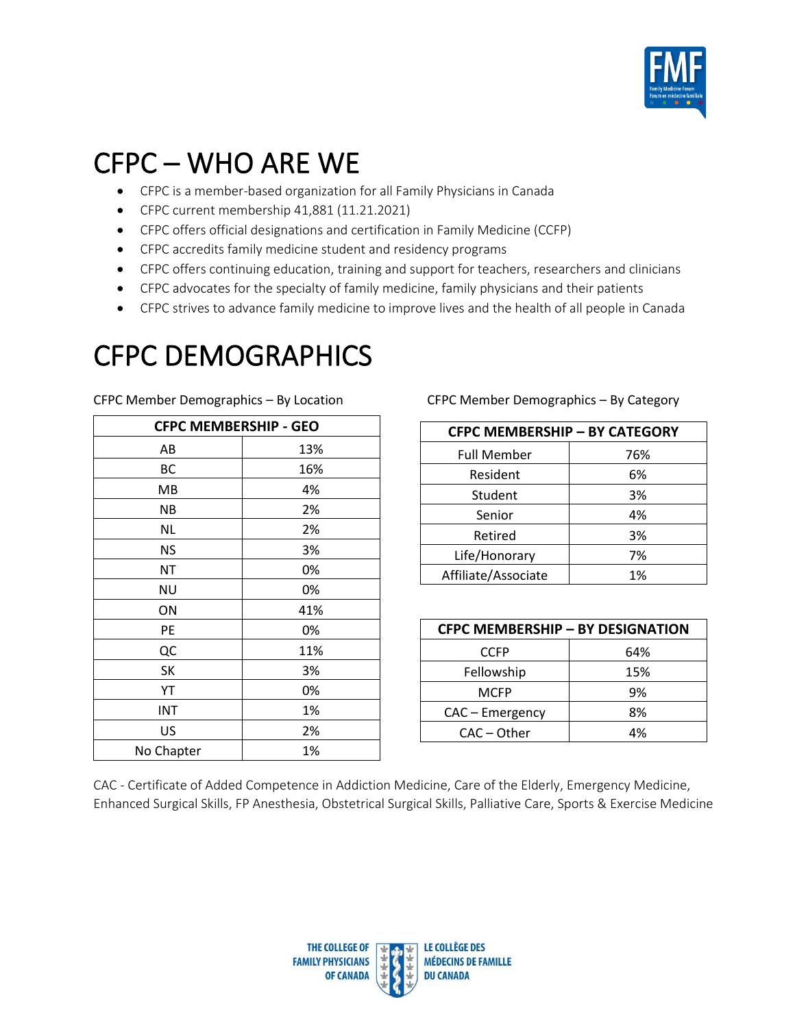# CFPC – WHO ARE WE

- CFPC is a member-based organization for all Family Physicians in Canada
- CFPC current membership 41,881 (11.21.2021)
- CFPC offers official designations and certification in Family Medicine (CCFP)
- CFPC accredits family medicine student and residency programs
- CFPC offers continuing education, training and support for teachers, researchers and clinicians
- CFPC advocates for the specialty of family medicine, family physicians and their patients
- CFPC strives to advance family medicine to improve lives and the health of all people in Canada

# CFPC DEMOGRAPHICS

CFPC Member Demographics – By Location

| CFPC MEMBERSHIP - GEO | |
|---|---|
| AB | 13% |
| BC | 16% |
| MB | 4% |
| NB | 2% |
| NL | 2% |
| NS | 3% |
| NT | 0% |
| NU | 0% |
| ON | 41% |
| PE | 0% |
| QC | 11% |
| SK | 3% |
| YT | 0% |
| INT | 1% |
| US | 2% |
| No Chapter | 1% |

CFPC Member Demographics – By Category

| CFPC MEMBERSHIP – BY CATEGORY | |
|---|---|
| Full Member | 76% |
| Resident | 6% |
| Student | 3% |
| Senior | 4% |
| Retired | 3% |
| Life/Honorary | 7% |
| Affiliate/Associate | 1% |

| CFPC MEMBERSHIP – BY DESIGNATION | |
|---|---|
| CCFP | 64% |
| Fellowship | 15% |
| MCFP | 9% |
| CAC – Emergency | 8% |
| CAC – Other | 4% |

CAC - Certificate of Added Competence in Addiction Medicine, Care of the Elderly, Emergency Medicine, Enhanced Surgical Skills, FP Anesthesia, Obstetrical Surgical Skills, Palliative Care, Sports & Exercise Medicine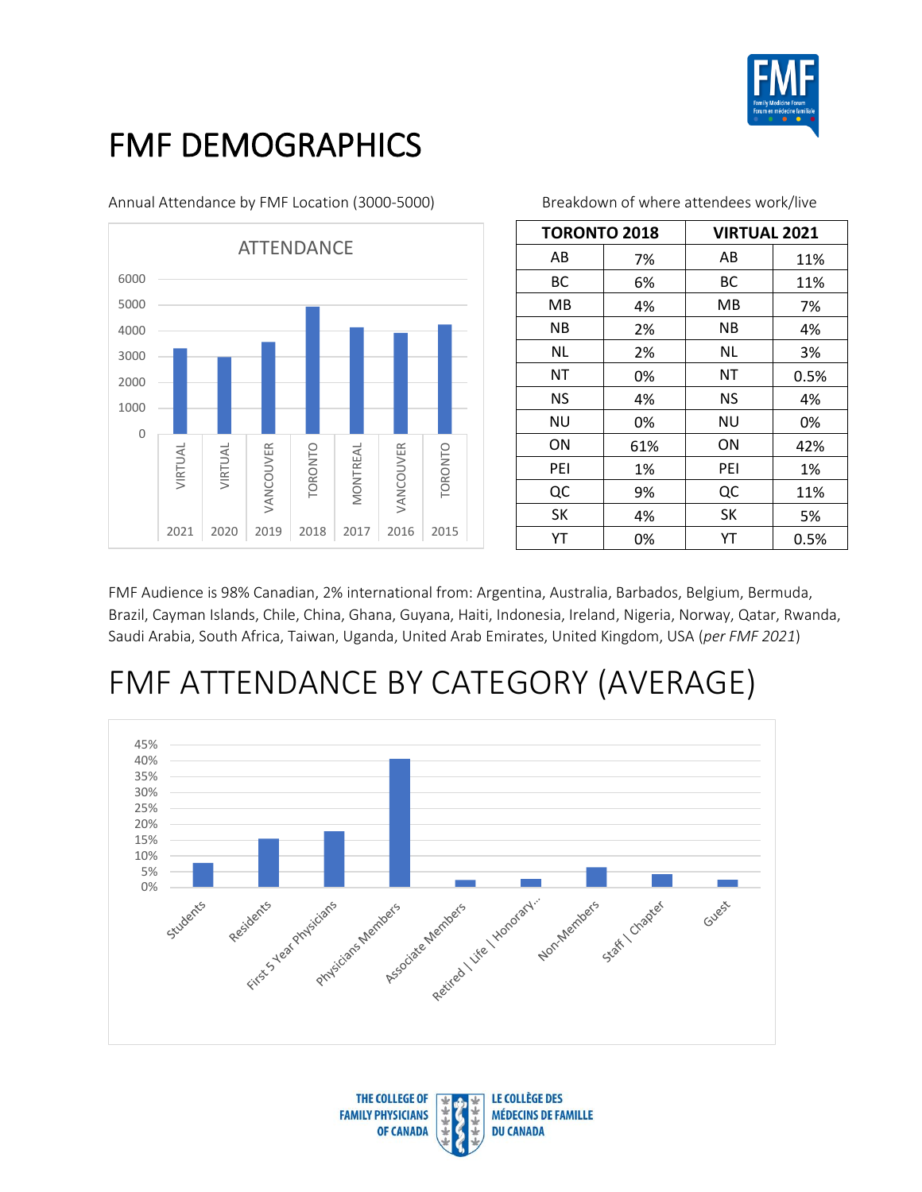# FMF DEMOGRAPHICS

Annual Attendance by FMF Location (3000-5000)

ATTENDANCE

| Year | Location |
|---|---|
| 2021 | VIRTUAL |
| 2020 | VIRTUAL |
| 2019 | VANCOUVER |
| 2018 | TORONTO |
| 2017 | MONTREAL |
| 2016 | VANCOUVER |
| 2015 | TORONTO |

Breakdown of where attendees work/live

| TORONTO 2018 | | VIRTUAL 2021 | |
|---|---|---|---|
| AB | 7% | AB | 11% |
| BC | 6% | BC | 11% |
| MB | 4% | MB | 7% |
| NB | 2% | NB | 4% |
| NL | 2% | NL | 3% |
| NT | 0% | NT | 0.5% |
| NS | 4% | NS | 4% |
| NU | 0% | NU | 0% |
| ON | 61% | ON | 42% |
| PEI | 1% | PEI | 1% |
| QC | 9% | QC | 11% |
| SK | 4% | SK | 5% |
| YT | 0% | YT | 0.5% |

FMF Audience is 98% Canadian, 2% international from: Argentina, Australia, Barbados, Belgium, Bermuda, Brazil, Cayman Islands, Chile, China, Ghana, Guyana, Haiti, Indonesia, Ireland, Nigeria, Norway, Qatar, Rwanda, Saudi Arabia, South Africa, Taiwan, Uganda, United Arab Emirates, United Kingdom, USA (*per FMF 2021*)

# FMF ATTENDANCE BY CATEGORY (AVERAGE)

Categories: Students, Residents, First 5 Year Physicians, Physicians Members, Associate Members, Retired | Life | Honorary..., Non-Members, Staff | Chapter, Guest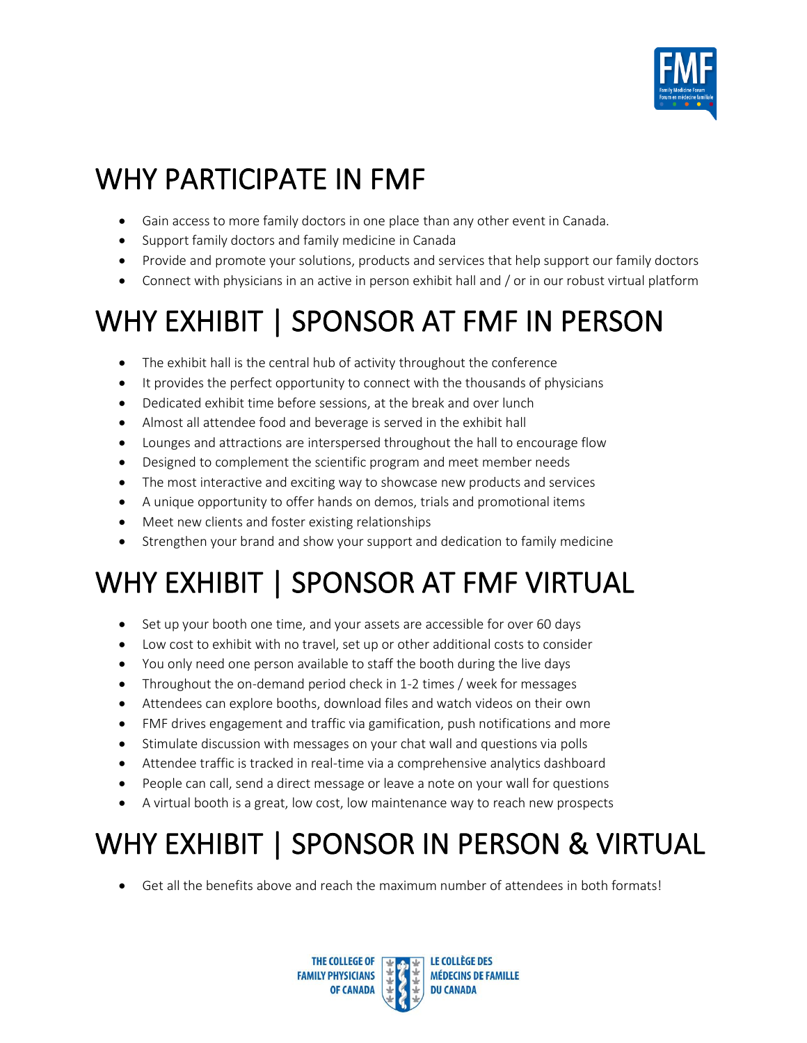# WHY PARTICIPATE IN FMF

- Gain access to more family doctors in one place than any other event in Canada.
- Support family doctors and family medicine in Canada
- Provide and promote your solutions, products and services that help support our family doctors
- Connect with physicians in an active in person exhibit hall and / or in our robust virtual platform

# WHY EXHIBIT | SPONSOR AT FMF IN PERSON

- The exhibit hall is the central hub of activity throughout the conference
- It provides the perfect opportunity to connect with the thousands of physicians
- Dedicated exhibit time before sessions, at the break and over lunch
- Almost all attendee food and beverage is served in the exhibit hall
- Lounges and attractions are interspersed throughout the hall to encourage flow
- Designed to complement the scientific program and meet member needs
- The most interactive and exciting way to showcase new products and services
- A unique opportunity to offer hands on demos, trials and promotional items
- Meet new clients and foster existing relationships
- Strengthen your brand and show your support and dedication to family medicine

# WHY EXHIBIT | SPONSOR AT FMF VIRTUAL

- Set up your booth one time, and your assets are accessible for over 60 days
- Low cost to exhibit with no travel, set up or other additional costs to consider
- You only need one person available to staff the booth during the live days
- Throughout the on-demand period check in 1-2 times / week for messages
- Attendees can explore booths, download files and watch videos on their own
- FMF drives engagement and traffic via gamification, push notifications and more
- Stimulate discussion with messages on your chat wall and questions via polls
- Attendee traffic is tracked in real-time via a comprehensive analytics dashboard
- People can call, send a direct message or leave a note on your wall for questions
- A virtual booth is a great, low cost, low maintenance way to reach new prospects

# WHY EXHIBIT | SPONSOR IN PERSON & VIRTUAL

- Get all the benefits above and reach the maximum number of attendees in both formats!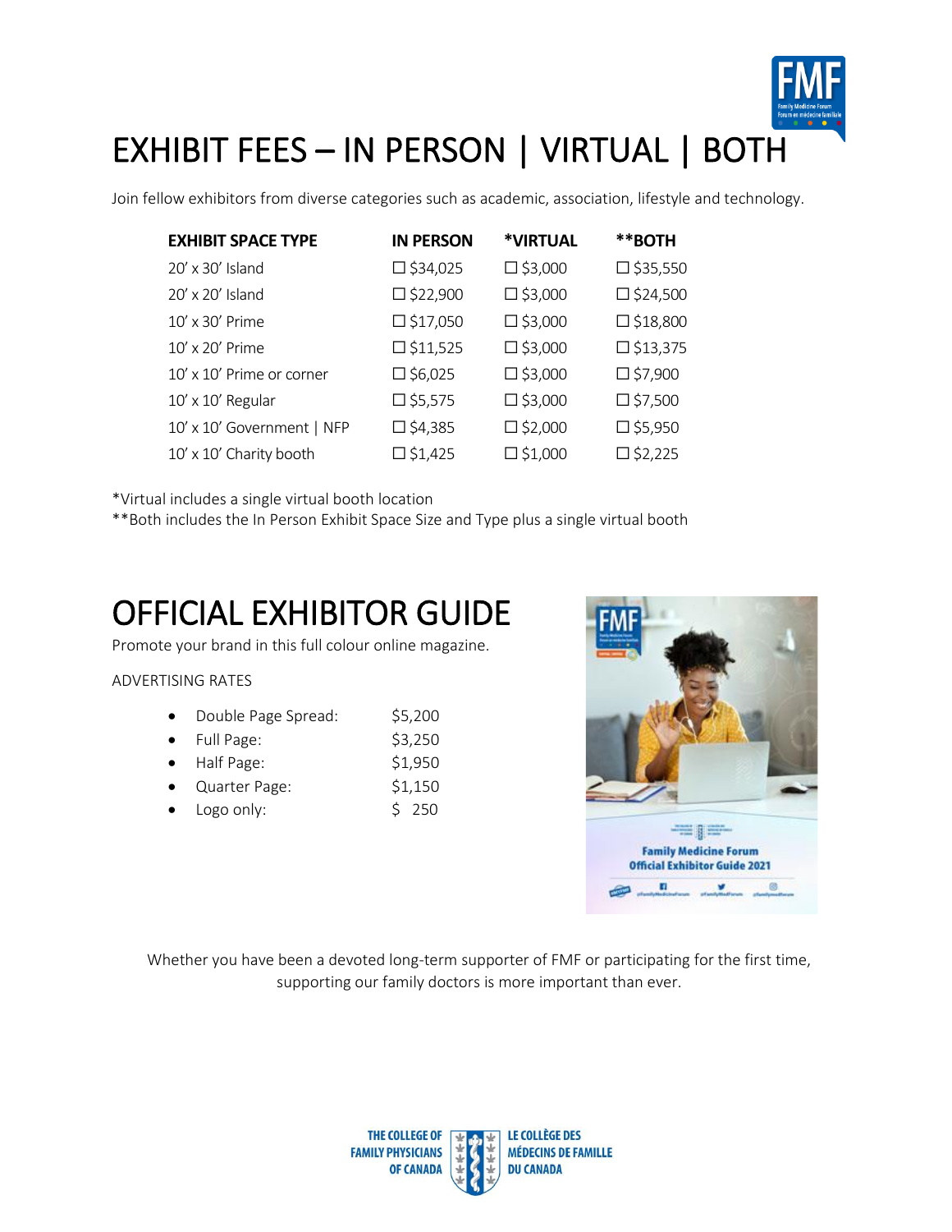# EXHIBIT FEES – IN PERSON | VIRTUAL | BOTH

Join fellow exhibitors from diverse categories such as academic, association, lifestyle and technology.

| EXHIBIT SPACE TYPE | IN PERSON | *VIRTUAL | **BOTH |
|---|---|---|---|
| 20' x 30' Island | ☐ $34,025 | ☐ $3,000 | ☐ $35,550 |
| 20' x 20' Island | ☐ $22,900 | ☐ $3,000 | ☐ $24,500 |
| 10' x 30' Prime | ☐ $17,050 | ☐ $3,000 | ☐ $18,800 |
| 10' x 20' Prime | ☐ $11,525 | ☐ $3,000 | ☐ $13,375 |
| 10' x 10' Prime or corner | ☐ $6,025 | ☐ $3,000 | ☐ $7,900 |
| 10' x 10' Regular | ☐ $5,575 | ☐ $3,000 | ☐ $7,500 |
| 10' x 10' Government \| NFP | ☐ $4,385 | ☐ $2,000 | ☐ $5,950 |
| 10' x 10' Charity booth | ☐ $1,425 | ☐ $1,000 | ☐ $2,225 |

*Virtual includes a single virtual booth location
**Both includes the In Person Exhibit Space Size and Type plus a single virtual booth

# OFFICIAL EXHIBITOR GUIDE

Promote your brand in this full colour online magazine.

ADVERTISING RATES

- Double Page Spread: $5,200
- Full Page: $3,250
- Half Page: $1,950
- Quarter Page: $1,150
- Logo only: $ 250

Whether you have been a devoted long-term supporter of FMF or participating for the first time, supporting our family doctors is more important than ever.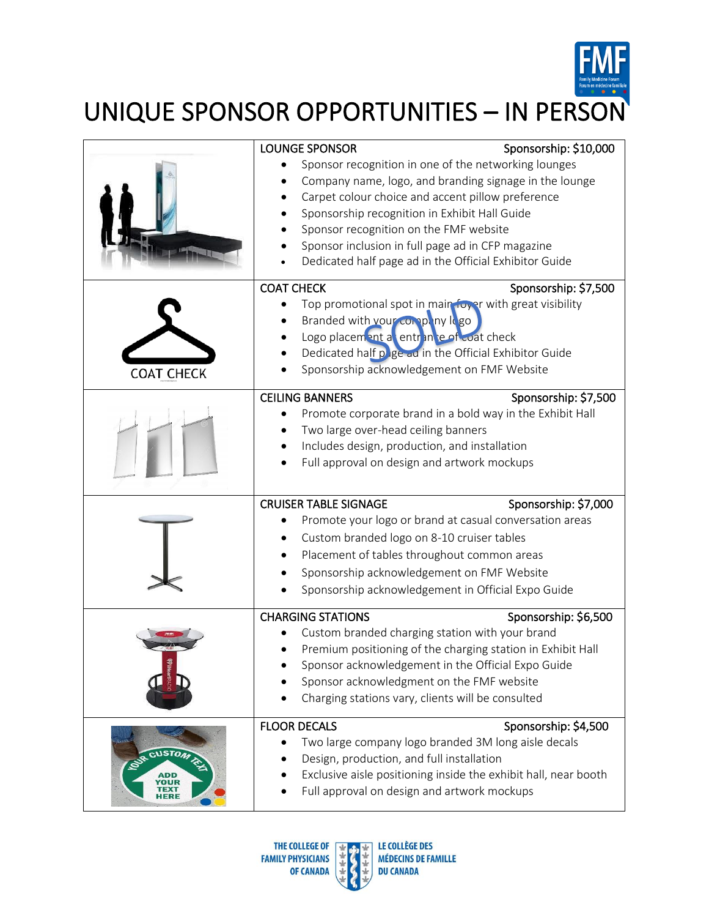// UNIQUE SPONSOR OPPORTUNITIES – IN PERSON

### LOUNGE SPONSOR — Sponsorship: $10,000

- Sponsor recognition in one of the networking lounges
- Company name, logo, and branding signage in the lounge
- Carpet colour choice and accent pillow preference
- Sponsorship recognition in Exhibit Hall Guide
- Sponsor recognition on the FMF website
- Sponsor inclusion in full page ad in CFP magazine
- Dedicated half page ad in the Official Exhibitor Guide

### COAT CHECK — Sponsorship: $7,500 (SOLD)

- Top promotional spot in main foyer with great visibility
- Branded with your company logo
- Logo placement at entrance of coat check
- Dedicated half page ad in the Official Exhibitor Guide
- Sponsorship acknowledgement on FMF Website

### CEILING BANNERS — Sponsorship: $7,500

- Promote corporate brand in a bold way in the Exhibit Hall
- Two large over-head ceiling banners
- Includes design, production, and installation
- Full approval on design and artwork mockups

### CRUISER TABLE SIGNAGE — Sponsorship: $7,000

- Promote your logo or brand at casual conversation areas
- Custom branded logo on 8-10 cruiser tables
- Placement of tables throughout common areas
- Sponsorship acknowledgement on FMF Website
- Sponsorship acknowledgement in Official Expo Guide

### CHARGING STATIONS — Sponsorship: $6,500

- Custom branded charging station with your brand
- Premium positioning of the charging station in Exhibit Hall
- Sponsor acknowledgement in the Official Expo Guide
- Sponsor acknowledgment on the FMF website
- Charging stations vary, clients will be consulted

### FLOOR DECALS — Sponsorship: $4,500

- Two large company logo branded 3M long aisle decals
- Design, production, and full installation
- Exclusive aisle positioning inside the exhibit hall, near booth
- Full approval on design and artwork mockups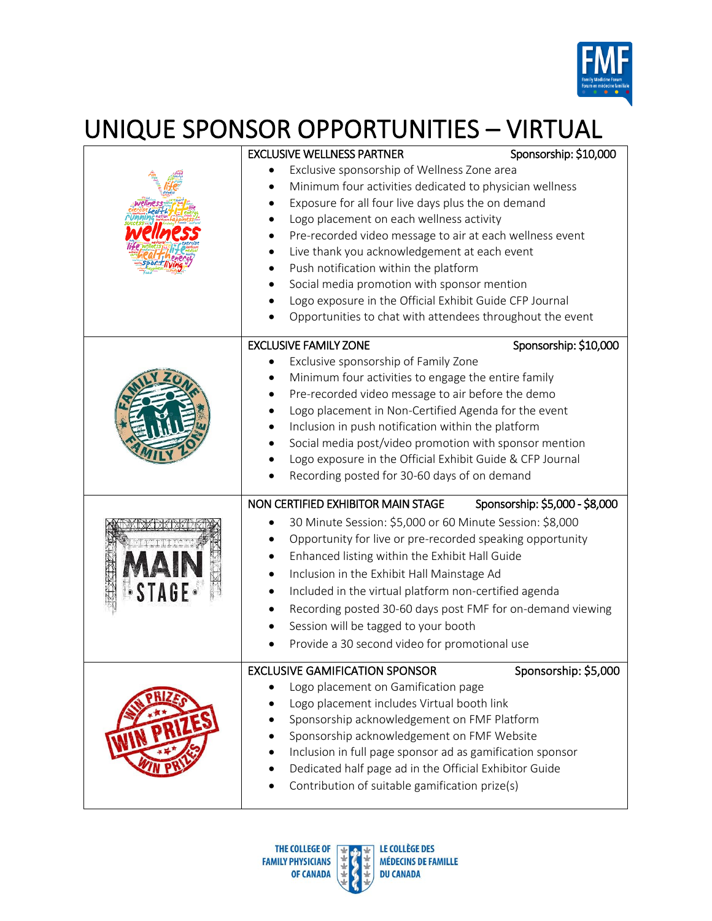# UNIQUE SPONSOR OPPORTUNITIES – VIRTUAL

## EXCLUSIVE WELLNESS PARTNER

Sponsorship: $10,000

- Exclusive sponsorship of Wellness Zone area
- Minimum four activities dedicated to physician wellness
- Exposure for all four live days plus the on demand
- Logo placement on each wellness activity
- Pre-recorded video message to air at each wellness event
- Live thank you acknowledgement at each event
- Push notification within the platform
- Social media promotion with sponsor mention
- Logo exposure in the Official Exhibit Guide CFP Journal
- Opportunities to chat with attendees throughout the event

## EXCLUSIVE FAMILY ZONE

Sponsorship: $10,000

- Exclusive sponsorship of Family Zone
- Minimum four activities to engage the entire family
- Pre-recorded video message to air before the demo
- Logo placement in Non-Certified Agenda for the event
- Inclusion in push notification within the platform
- Social media post/video promotion with sponsor mention
- Logo exposure in the Official Exhibit Guide & CFP Journal
- Recording posted for 30-60 days of on demand

## NON CERTIFIED EXHIBITOR MAIN STAGE

Sponsorship: $5,000 - $8,000

- 30 Minute Session: $5,000 or 60 Minute Session: $8,000
- Opportunity for live or pre-recorded speaking opportunity
- Enhanced listing within the Exhibit Hall Guide
- Inclusion in the Exhibit Hall Mainstage Ad
- Included in the virtual platform non-certified agenda
- Recording posted 30-60 days post FMF for on-demand viewing
- Session will be tagged to your booth
- Provide a 30 second video for promotional use

## EXCLUSIVE GAMIFICATION SPONSOR

Sponsorship: $5,000

- Logo placement on Gamification page
- Logo placement includes Virtual booth link
- Sponsorship acknowledgement on FMF Platform
- Sponsorship acknowledgement on FMF Website
- Inclusion in full page sponsor ad as gamification sponsor
- Dedicated half page ad in the Official Exhibitor Guide
- Contribution of suitable gamification prize(s)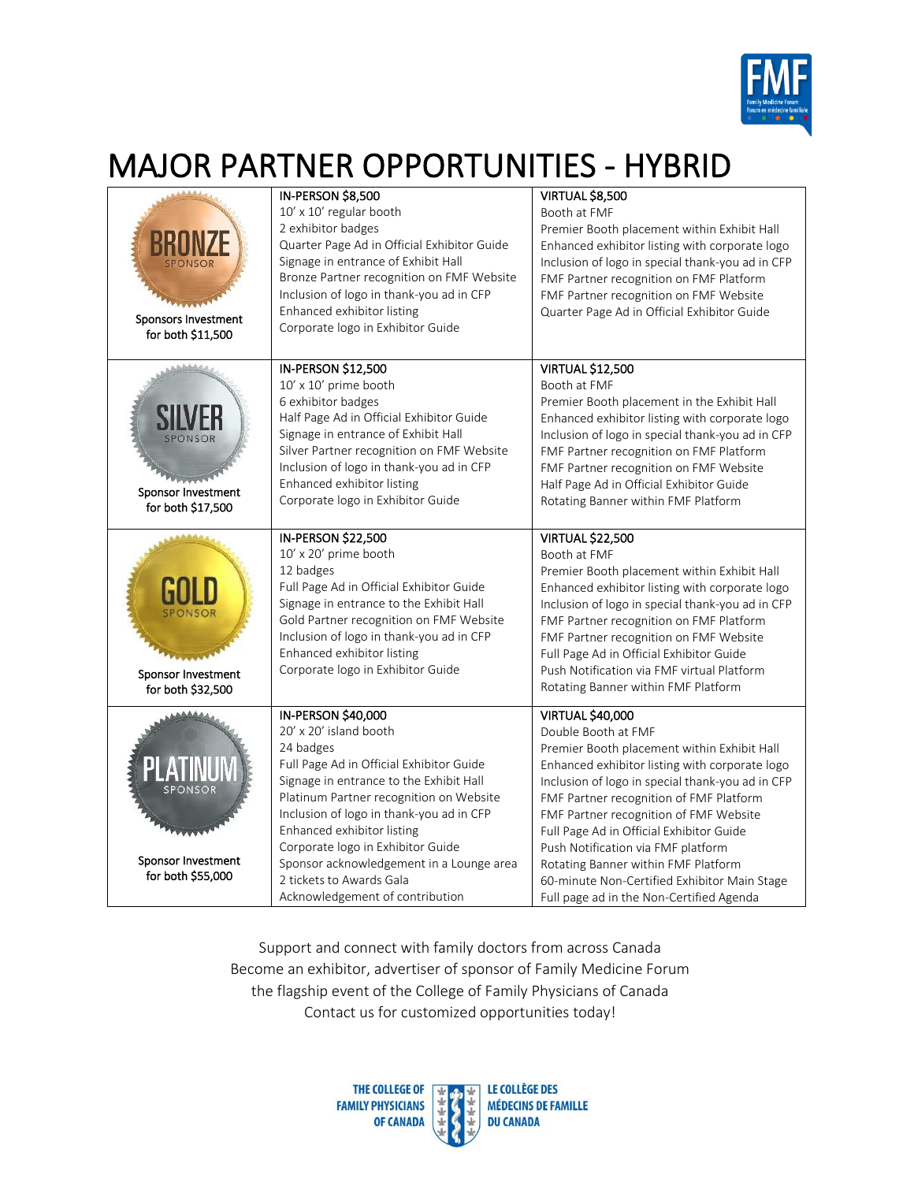# MAJOR PARTNER OPPORTUNITIES - HYBRID

| Sponsor | In-Person | Virtual |
|---|---|---|
| BRONZE SPONSOR<br>Sponsors Investment for both $11,500 | IN-PERSON $8,500<br>10' x 10' regular booth<br>2 exhibitor badges<br>Quarter Page Ad in Official Exhibitor Guide<br>Signage in entrance of Exhibit Hall<br>Bronze Partner recognition on FMF Website<br>Inclusion of logo in thank-you ad in CFP<br>Enhanced exhibitor listing<br>Corporate logo in Exhibitor Guide | VIRTUAL $8,500<br>Booth at FMF<br>Premier Booth placement within Exhibit Hall<br>Enhanced exhibitor listing with corporate logo<br>Inclusion of logo in special thank-you ad in CFP<br>FMF Partner recognition on FMF Platform<br>FMF Partner recognition on FMF Website<br>Quarter Page Ad in Official Exhibitor Guide |
| SILVER SPONSOR<br>Sponsor Investment for both $17,500 | IN-PERSON $12,500<br>10' x 10' prime booth<br>6 exhibitor badges<br>Half Page Ad in Official Exhibitor Guide<br>Signage in entrance of Exhibit Hall<br>Silver Partner recognition on FMF Website<br>Inclusion of logo in thank-you ad in CFP<br>Enhanced exhibitor listing<br>Corporate logo in Exhibitor Guide | VIRTUAL $12,500<br>Booth at FMF<br>Premier Booth placement in the Exhibit Hall<br>Enhanced exhibitor listing with corporate logo<br>Inclusion of logo in special thank-you ad in CFP<br>FMF Partner recognition on FMF Platform<br>FMF Partner recognition on FMF Website<br>Half Page Ad in Official Exhibitor Guide<br>Rotating Banner within FMF Platform |
| GOLD SPONSOR<br>Sponsor Investment for both $32,500 | IN-PERSON $22,500<br>10' x 20' prime booth<br>12 badges<br>Full Page Ad in Official Exhibitor Guide<br>Signage in entrance to the Exhibit Hall<br>Gold Partner recognition on FMF Website<br>Inclusion of logo in thank-you ad in CFP<br>Enhanced exhibitor listing<br>Corporate logo in Exhibitor Guide | VIRTUAL $22,500<br>Booth at FMF<br>Premier Booth placement within Exhibit Hall<br>Enhanced exhibitor listing with corporate logo<br>Inclusion of logo in special thank-you ad in CFP<br>FMF Partner recognition on FMF Platform<br>FMF Partner recognition on FMF Website<br>Full Page Ad in Official Exhibitor Guide<br>Push Notification via FMF virtual Platform<br>Rotating Banner within FMF Platform |
| PLATINUM SPONSOR<br>Sponsor Investment for both $55,000 | IN-PERSON $40,000<br>20' x 20' island booth<br>24 badges<br>Full Page Ad in Official Exhibitor Guide<br>Signage in entrance to the Exhibit Hall<br>Platinum Partner recognition on Website<br>Inclusion of logo in thank-you ad in CFP<br>Enhanced exhibitor listing<br>Corporate logo in Exhibitor Guide<br>Sponsor acknowledgement in a Lounge area<br>2 tickets to Awards Gala<br>Acknowledgement of contribution | VIRTUAL $40,000<br>Double Booth at FMF<br>Premier Booth placement within Exhibit Hall<br>Enhanced exhibitor listing with corporate logo<br>Inclusion of logo in special thank-you ad in CFP<br>FMF Partner recognition of FMF Platform<br>FMF Partner recognition of FMF Website<br>Full Page Ad in Official Exhibitor Guide<br>Push Notification via FMF platform<br>Rotating Banner within FMF Platform<br>60-minute Non-Certified Exhibitor Main Stage<br>Full page ad in the Non-Certified Agenda |

Support and connect with family doctors from across Canada
Become an exhibitor, advertiser of sponsor of Family Medicine Forum
the flagship event of the College of Family Physicians of Canada
Contact us for customized opportunities today!

THE COLLEGE OF FAMILY PHYSICIANS OF CANADA | LE COLLÈGE DES MÉDECINS DE FAMILLE DU CANADA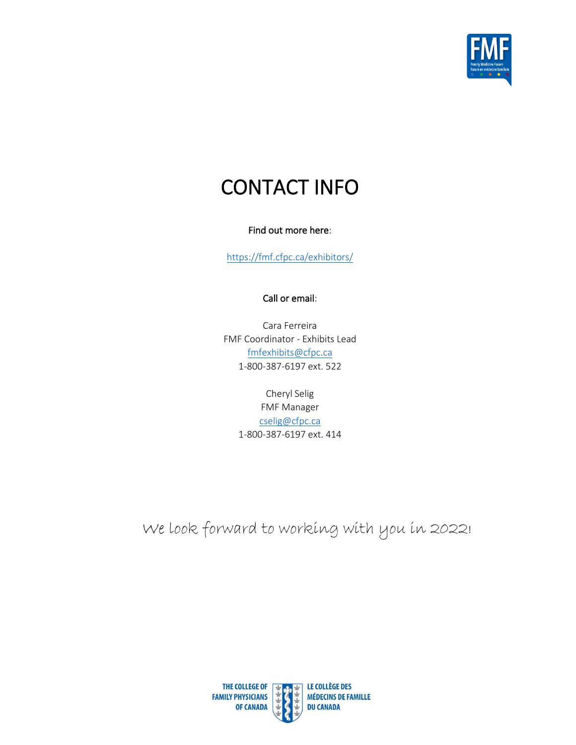# CONTACT INFO

Find out more here:

https://fmf.cfpc.ca/exhibitors/

Call or email:

Cara Ferreira
FMF Coordinator - Exhibits Lead
fmfexhibits@cfpc.ca
1-800-387-6197 ext. 522

Cheryl Selig
FMF Manager
cselig@cfpc.ca
1-800-387-6197 ext. 414

*We look forward to working with you in 2022!*